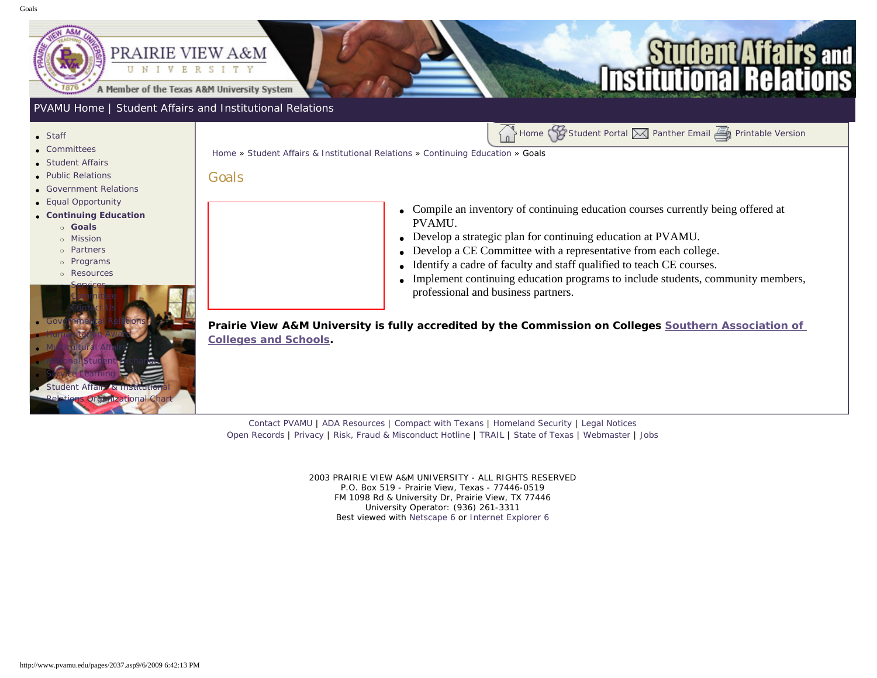PVAMU Home | Student Affairs and Institutional Relations

- Staff
- Committees
- Student Affairs
- Public Relations
- Government Relations
- Equal Opportunity
- **Continuing Education**
  - **Goals**
  - Mission
  - Partners
  - Programs
  - Resources
  - Services
  - Committee
  - Contact Us
- Governmental Relations
- Humanitarian Award
- Multicultural Affairs
- National Student Exchange
- Service Learning
- Student Affairs & Institutional Relations Organizational Chart

Home | Student Portal | Panther Email | Printable Version

Home » Student Affairs & Institutional Relations » Continuing Education » Goals

# Goals

- Compile an inventory of continuing education courses currently being offered at PVAMU.
- Develop a strategic plan for continuing education at PVAMU.
- Develop a CE Committee with a representative from each college.
- Identify a cadre of faculty and staff qualified to teach CE courses.
- Implement continuing education programs to include students, community members, professional and business partners.

**Prairie View A&M University is fully accredited by the Commission on Colleges Southern Association of Colleges and Schools.**

Contact PVAMU | ADA Resources | Compact with Texans | Homeland Security | Legal Notices
Open Records | Privacy | Risk, Fraud & Misconduct Hotline | TRAIL | State of Texas | Webmaster | Jobs

2003 PRAIRIE VIEW A&M UNIVERSITY - ALL RIGHTS RESERVED
P.O. Box 519 - Prairie View, Texas - 77446-0519
FM 1098 Rd & University Dr, Prairie View, TX 77446
University Operator: (936) 261-3311
Best viewed with Netscape 6 or Internet Explorer 6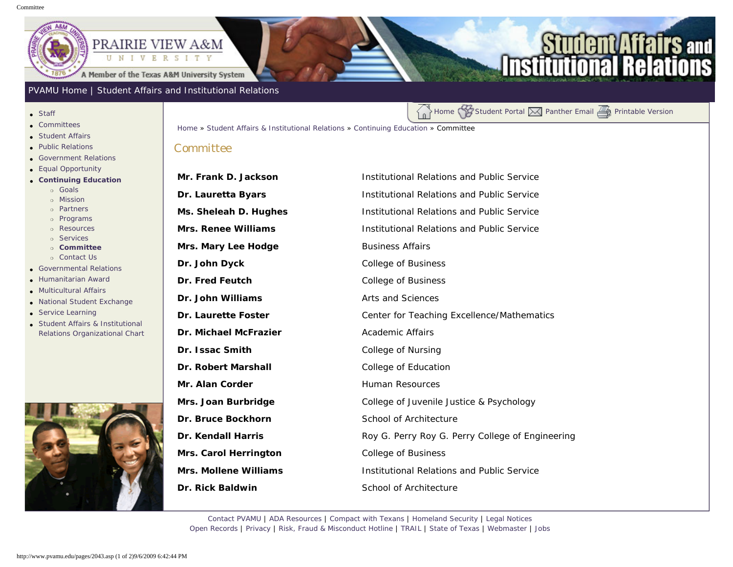Committee

PVAMU Home | Student Affairs and Institutional Relations

- Staff
- Committees
- Student Affairs
- Public Relations
- Government Relations
- Equal Opportunity
- **Continuing Education**
  - Goals
  - Mission
  - Partners
  - Programs
  - Resources
  - Services
  - **Committee**
  - Contact Us
- Governmental Relations
- Humanitarian Award
- Multicultural Affairs
- National Student Exchange
- Service Learning
- Student Affairs & Institutional Relations Organizational Chart

Home | Student Portal | Panther Email | Printable Version

Home » Student Affairs & Institutional Relations » Continuing Education » Committee

## Committee

| | |
|---|---|
| **Mr. Frank D. Jackson** | Institutional Relations and Public Service |
| **Dr. Lauretta Byars** | Institutional Relations and Public Service |
| **Ms. Sheleah D. Hughes** | Institutional Relations and Public Service |
| **Mrs. Renee Williams** | Institutional Relations and Public Service |
| **Mrs. Mary Lee Hodge** | Business Affairs |
| **Dr. John Dyck** | College of Business |
| **Dr. Fred Feutch** | College of Business |
| **Dr. John Williams** | Arts and Sciences |
| **Dr. Laurette Foster** | Center for Teaching Excellence/Mathematics |
| **Dr. Michael McFrazier** | Academic Affairs |
| **Dr. Issac Smith** | College of Nursing |
| **Dr. Robert Marshall** | College of Education |
| **Mr. Alan Corder** | Human Resources |
| **Mrs. Joan Burbridge** | College of Juvenile Justice & Psychology |
| **Dr. Bruce Bockhorn** | School of Architecture |
| **Dr. Kendall Harris** | Roy G. Perry Roy G. Perry College of Engineering |
| **Mrs. Carol Herrington** | College of Business |
| **Mrs. Mollene Williams** | Institutional Relations and Public Service |
| **Dr. Rick Baldwin** | School of Architecture |

Contact PVAMU | ADA Resources | Compact with Texans | Homeland Security | Legal Notices
Open Records | Privacy | Risk, Fraud & Misconduct Hotline | TRAIL | State of Texas | Webmaster | Jobs